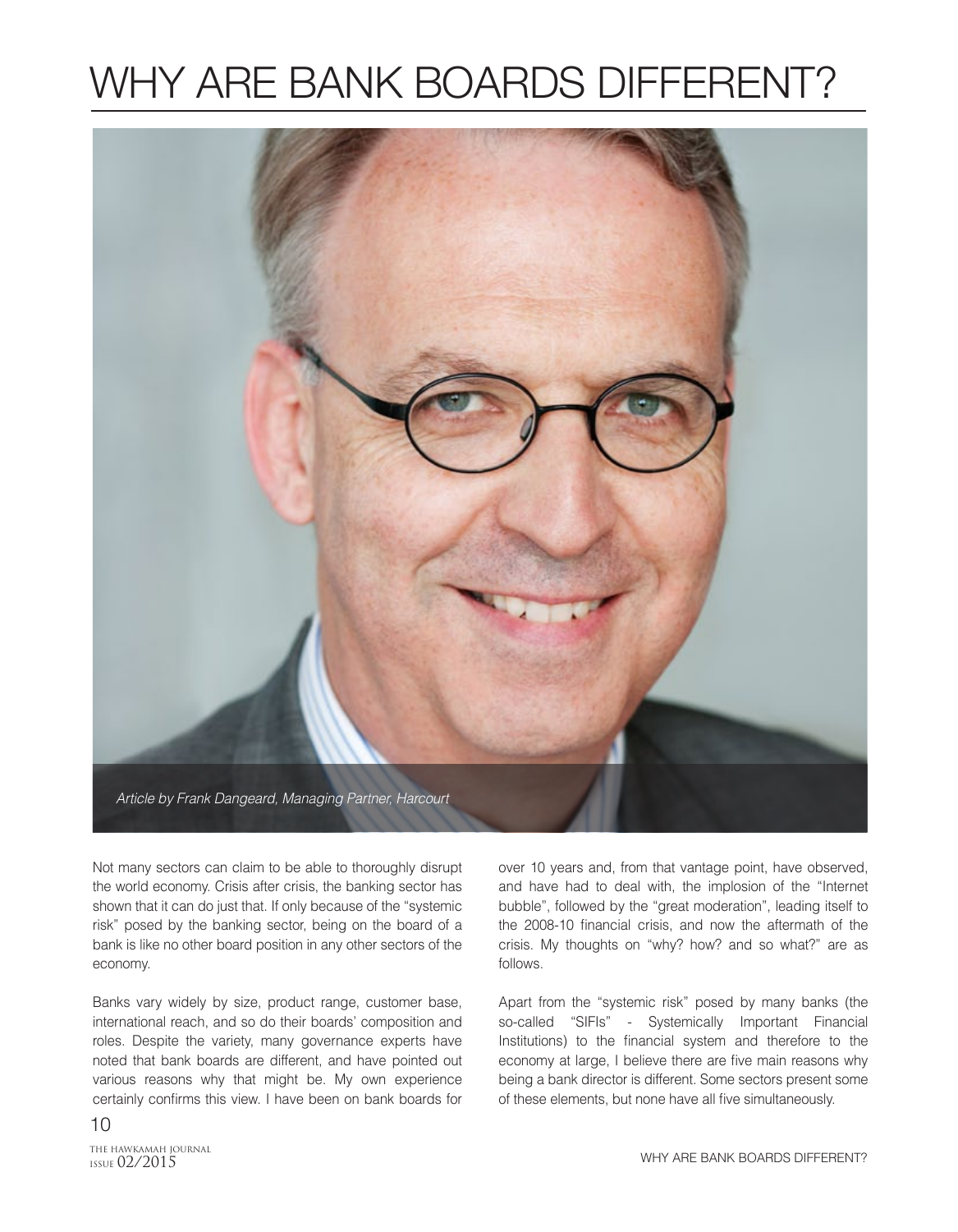# WHY ARE BANK BOARDS DIFFERENT?

*Article by Frank Dangeard, Managing Partner, Harcourt*

Not many sectors can claim to be able to thoroughly disrupt the world economy. Crisis after crisis, the banking sector has shown that it can do just that. If only because of the "systemic risk" posed by the banking sector, being on the board of a bank is like no other board position in any other sectors of the economy.

Banks vary widely by size, product range, customer base, international reach, and so do their boards' composition and roles. Despite the variety, many governance experts have noted that bank boards are different, and have pointed out various reasons why that might be. My own experience certainly confirms this view. I have been on bank boards for over 10 years and, from that vantage point, have observed, and have had to deal with, the implosion of the "Internet bubble", followed by the "great moderation", leading itself to the 2008-10 financial crisis, and now the aftermath of the crisis. My thoughts on "why? how? and so what?" are as follows.

Apart from the "systemic risk" posed by many banks (the so-called "SIFIs" - Systemically Important Financial Institutions) to the financial system and therefore to the economy at large, I believe there are five main reasons why being a bank director is different. Some sectors present some of these elements, but none have all five simultaneously.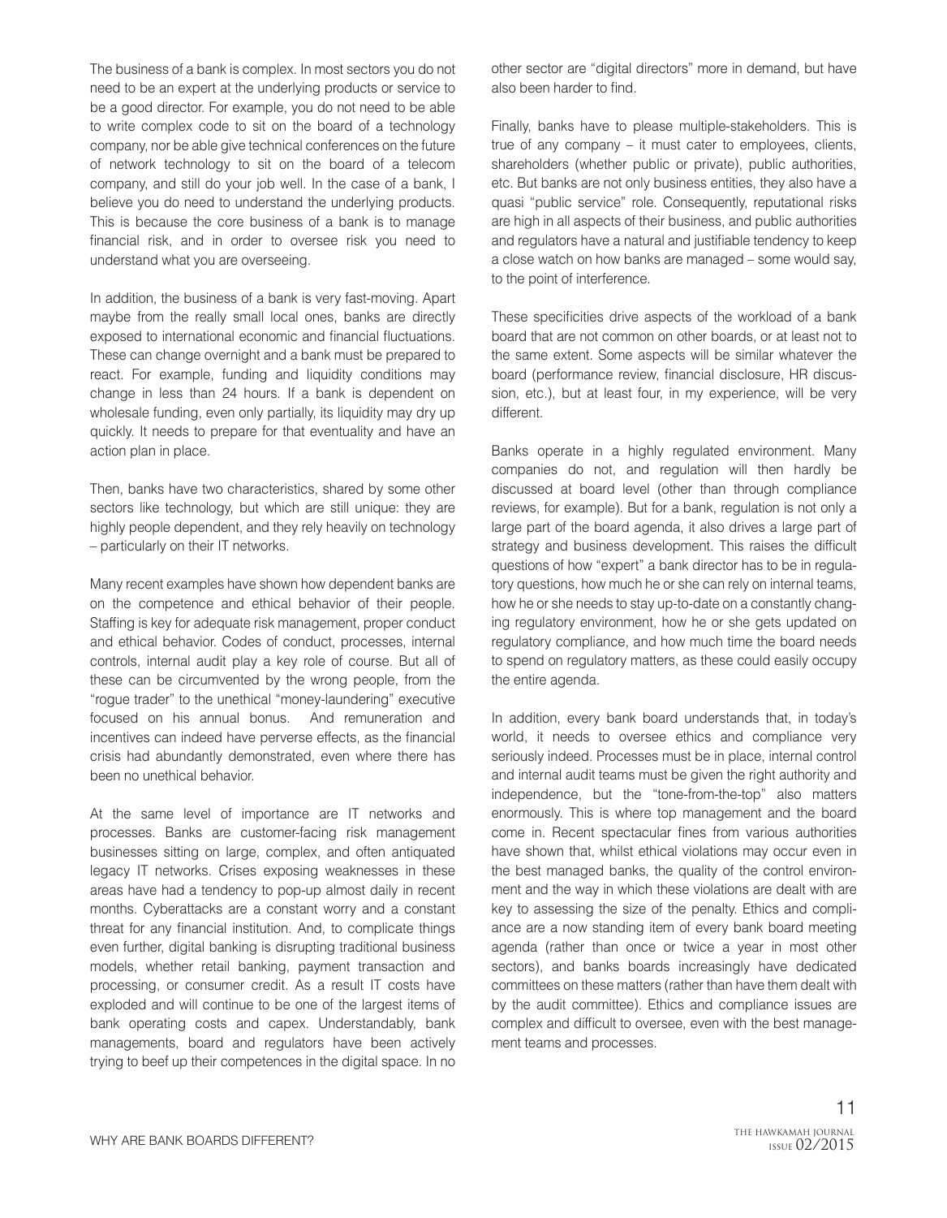The business of a bank is complex. In most sectors you do not need to be an expert at the underlying products or service to be a good director. For example, you do not need to be able to write complex code to sit on the board of a technology company, nor be able give technical conferences on the future of network technology to sit on the board of a telecom company, and still do your job well. In the case of a bank, I believe you do need to understand the underlying products. This is because the core business of a bank is to manage financial risk, and in order to oversee risk you need to understand what you are overseeing.

In addition, the business of a bank is very fast-moving. Apart maybe from the really small local ones, banks are directly exposed to international economic and financial fluctuations. These can change overnight and a bank must be prepared to react. For example, funding and liquidity conditions may change in less than 24 hours. If a bank is dependent on wholesale funding, even only partially, its liquidity may dry up quickly. It needs to prepare for that eventuality and have an action plan in place.

Then, banks have two characteristics, shared by some other sectors like technology, but which are still unique: they are highly people dependent, and they rely heavily on technology – particularly on their IT networks.

Many recent examples have shown how dependent banks are on the competence and ethical behavior of their people. Staffing is key for adequate risk management, proper conduct and ethical behavior. Codes of conduct, processes, internal controls, internal audit play a key role of course. But all of these can be circumvented by the wrong people, from the "rogue trader" to the unethical "money-laundering" executive focused on his annual bonus. And remuneration and incentives can indeed have perverse effects, as the financial crisis had abundantly demonstrated, even where there has been no unethical behavior.

At the same level of importance are IT networks and processes. Banks are customer-facing risk management businesses sitting on large, complex, and often antiquated legacy IT networks. Crises exposing weaknesses in these areas have had a tendency to pop-up almost daily in recent months. Cyberattacks are a constant worry and a constant threat for any financial institution. And, to complicate things even further, digital banking is disrupting traditional business models, whether retail banking, payment transaction and processing, or consumer credit. As a result IT costs have exploded and will continue to be one of the largest items of bank operating costs and capex. Understandably, bank managements, board and regulators have been actively trying to beef up their competences in the digital space. In no other sector are "digital directors" more in demand, but have also been harder to find.

Finally, banks have to please multiple-stakeholders. This is true of any company – it must cater to employees, clients, shareholders (whether public or private), public authorities, etc. But banks are not only business entities, they also have a quasi "public service" role. Consequently, reputational risks are high in all aspects of their business, and public authorities and regulators have a natural and justifiable tendency to keep a close watch on how banks are managed – some would say, to the point of interference.

These specificities drive aspects of the workload of a bank board that are not common on other boards, or at least not to the same extent. Some aspects will be similar whatever the board (performance review, financial disclosure, HR discussion, etc.), but at least four, in my experience, will be very different.

Banks operate in a highly regulated environment. Many companies do not, and regulation will then hardly be discussed at board level (other than through compliance reviews, for example). But for a bank, regulation is not only a large part of the board agenda, it also drives a large part of strategy and business development. This raises the difficult questions of how "expert" a bank director has to be in regulatory questions, how much he or she can rely on internal teams, how he or she needs to stay up-to-date on a constantly changing regulatory environment, how he or she gets updated on regulatory compliance, and how much time the board needs to spend on regulatory matters, as these could easily occupy the entire agenda.

In addition, every bank board understands that, in today's world, it needs to oversee ethics and compliance very seriously indeed. Processes must be in place, internal control and internal audit teams must be given the right authority and independence, but the "tone-from-the-top" also matters enormously. This is where top management and the board come in. Recent spectacular fines from various authorities have shown that, whilst ethical violations may occur even in the best managed banks, the quality of the control environment and the way in which these violations are dealt with are key to assessing the size of the penalty. Ethics and compliance are a now standing item of every bank board meeting agenda (rather than once or twice a year in most other sectors), and banks boards increasingly have dedicated committees on these matters (rather than have them dealt with by the audit committee). Ethics and compliance issues are complex and difficult to oversee, even with the best management teams and processes.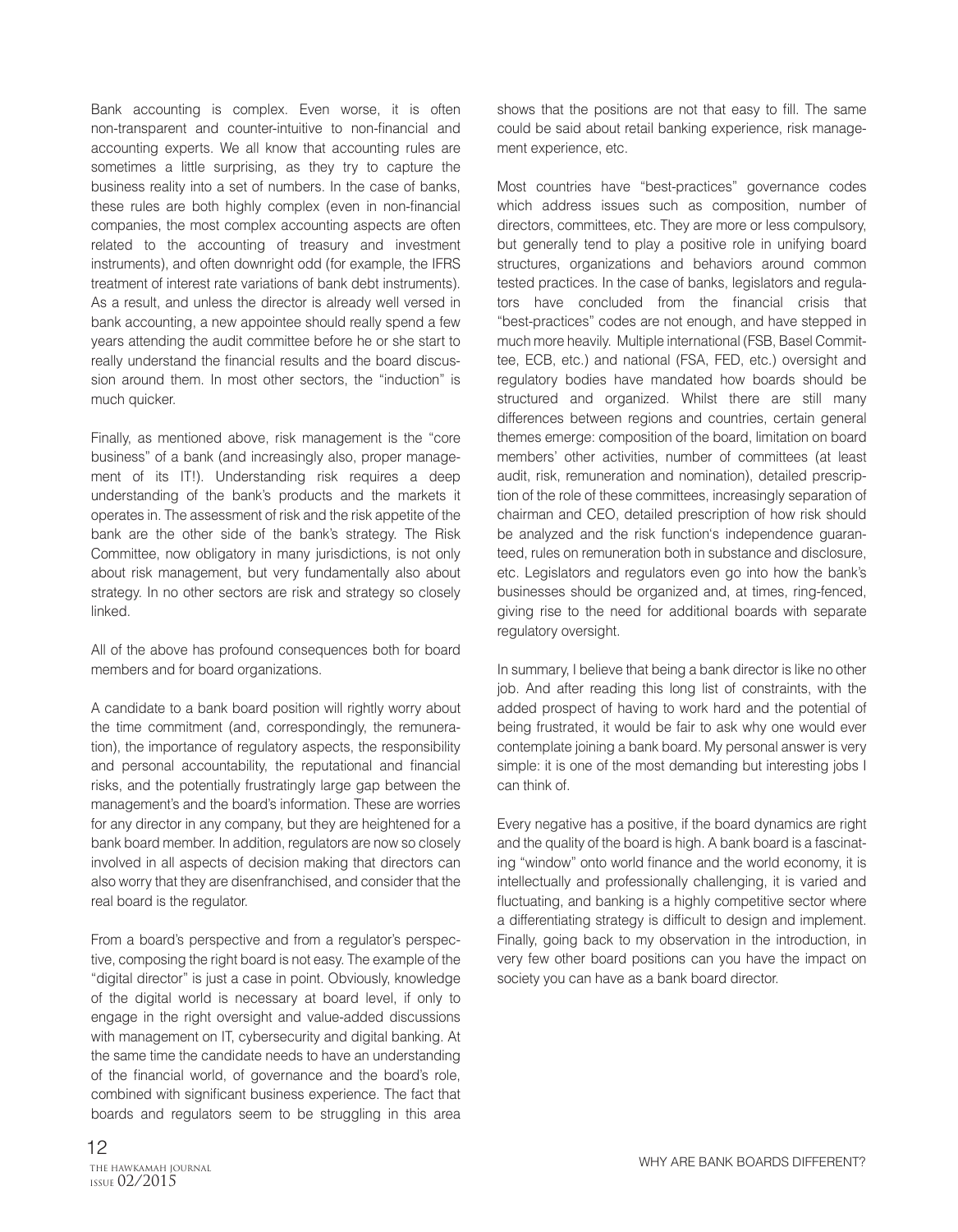Bank accounting is complex. Even worse, it is often non-transparent and counter-intuitive to non-financial and accounting experts. We all know that accounting rules are sometimes a little surprising, as they try to capture the business reality into a set of numbers. In the case of banks, these rules are both highly complex (even in non-financial companies, the most complex accounting aspects are often related to the accounting of treasury and investment instruments), and often downright odd (for example, the IFRS treatment of interest rate variations of bank debt instruments). As a result, and unless the director is already well versed in bank accounting, a new appointee should really spend a few years attending the audit committee before he or she start to really understand the financial results and the board discussion around them. In most other sectors, the "induction" is much quicker.

Finally, as mentioned above, risk management is the "core business" of a bank (and increasingly also, proper management of its IT!). Understanding risk requires a deep understanding of the bank's products and the markets it operates in. The assessment of risk and the risk appetite of the bank are the other side of the bank's strategy. The Risk Committee, now obligatory in many jurisdictions, is not only about risk management, but very fundamentally also about strategy. In no other sectors are risk and strategy so closely linked.

All of the above has profound consequences both for board members and for board organizations.

A candidate to a bank board position will rightly worry about the time commitment (and, correspondingly, the remuneration), the importance of regulatory aspects, the responsibility and personal accountability, the reputational and financial risks, and the potentially frustratingly large gap between the management's and the board's information. These are worries for any director in any company, but they are heightened for a bank board member. In addition, regulators are now so closely involved in all aspects of decision making that directors can also worry that they are disenfranchised, and consider that the real board is the regulator.

From a board's perspective and from a regulator's perspective, composing the right board is not easy. The example of the "digital director" is just a case in point. Obviously, knowledge of the digital world is necessary at board level, if only to engage in the right oversight and value-added discussions with management on IT, cybersecurity and digital banking. At the same time the candidate needs to have an understanding of the financial world, of governance and the board's role, combined with significant business experience. The fact that boards and regulators seem to be struggling in this area shows that the positions are not that easy to fill. The same could be said about retail banking experience, risk management experience, etc.

Most countries have "best-practices" governance codes which address issues such as composition, number of directors, committees, etc. They are more or less compulsory, but generally tend to play a positive role in unifying board structures, organizations and behaviors around common tested practices. In the case of banks, legislators and regulators have concluded from the financial crisis that "best-practices" codes are not enough, and have stepped in much more heavily. Multiple international (FSB, Basel Committee, ECB, etc.) and national (FSA, FED, etc.) oversight and regulatory bodies have mandated how boards should be structured and organized. Whilst there are still many differences between regions and countries, certain general themes emerge: composition of the board, limitation on board members' other activities, number of committees (at least audit, risk, remuneration and nomination), detailed prescription of the role of these committees, increasingly separation of chairman and CEO, detailed prescription of how risk should be analyzed and the risk function's independence guaranteed, rules on remuneration both in substance and disclosure, etc. Legislators and regulators even go into how the bank's businesses should be organized and, at times, ring-fenced, giving rise to the need for additional boards with separate regulatory oversight.

In summary, I believe that being a bank director is like no other job. And after reading this long list of constraints, with the added prospect of having to work hard and the potential of being frustrated, it would be fair to ask why one would ever contemplate joining a bank board. My personal answer is very simple: it is one of the most demanding but interesting jobs I can think of.

Every negative has a positive, if the board dynamics are right and the quality of the board is high. A bank board is a fascinating "window" onto world finance and the world economy, it is intellectually and professionally challenging, it is varied and fluctuating, and banking is a highly competitive sector where a differentiating strategy is difficult to design and implement. Finally, going back to my observation in the introduction, in very few other board positions can you have the impact on society you can have as a bank board director.